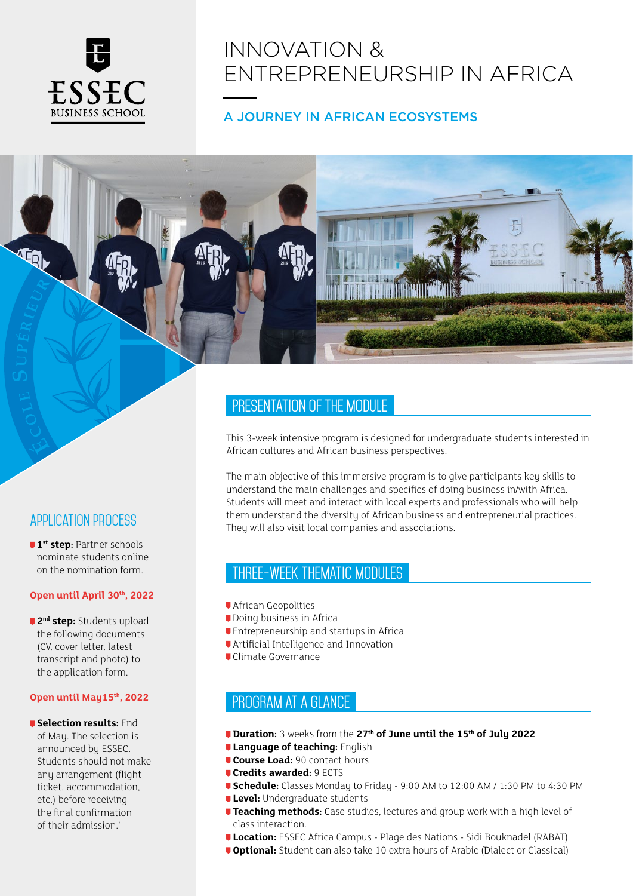# INNOVATION & ENTREPRENEURSHIP IN AFRICA

## A JOURNEY IN AFRICAN ECOSYSTEMS

## PRESENTATION OF THE MODULE

This 3-week intensive program is designed for undergraduate students interested in African cultures and African business perspectives.

The main objective of this immersive program is to give participants key skills to understand the main challenges and specifics of doing business in/with Africa. Students will meet and interact with local experts and professionals who will help them understand the diversity of African business and entrepreneurial practices. They will also visit local companies and associations.

## THREE-WEEK THEMATIC MODULES

- African Geopolitics
- Doing business in Africa
- Entrepreneurship and startups in Africa
- Artificial Intelligence and Innovation
- Climate Governance

## PROGRAM AT A GLANCE

- **Duration:** 3 weeks from the **27th of June until the 15th of July 2022**
- **Language of teaching:** English
- **Course Load:** 90 contact hours
- **Credits awarded:** 9 ECTS
- **Schedule:** Classes Monday to Friday - 9:00 AM to 12:00 AM / 1:30 PM to 4:30 PM
- **Level:** Undergraduate students
- **Teaching methods:** Case studies, lectures and group work with a high level of class interaction.
- **Location:** ESSEC Africa Campus - Plage des Nations - Sidi Bouknadel (RABAT)
- **Optional:** Student can also take 10 extra hours of Arabic (Dialect or Classical)

## APPLICATION PROCESS

- **1st step:** Partner schools nominate students online on the nomination form.

**Open until April 30th, 2022**

- **2nd step:** Students upload the following documents (CV, cover letter, latest transcript and photo) to the application form.

**Open until May15th, 2022**

- **Selection results:** End of May. The selection is announced by ESSEC. Students should not make any arrangement (flight ticket, accommodation, etc.) before receiving the final confirmation of their admission.'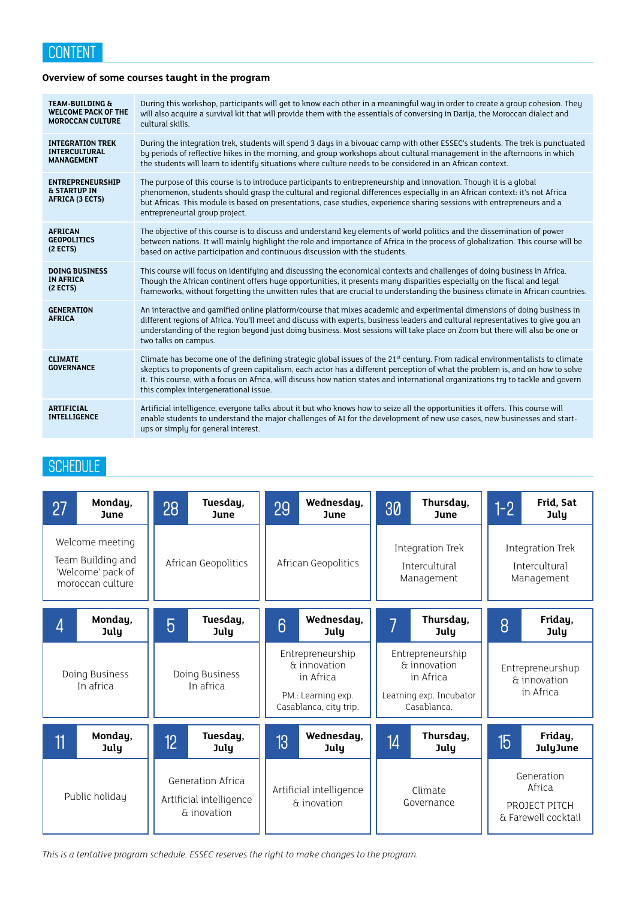## CONTENT

**Overview of some courses taught in the program**

| | |
|---|---|
| **TEAM-BUILDING & WELCOME PACK OF THE MOROCCAN CULTURE** | During this workshop, participants will get to know each other in a meaningful way in order to create a group cohesion. They will also acquire a survival kit that will provide them with the essentials of conversing in Darija, the Moroccan dialect and cultural skills. |
| **INTEGRATION TREK INTERCULTURAL MANAGEMENT** | During the integration trek, students will spend 3 days in a bivouac camp with other ESSEC's students. The trek is punctuated by periods of reflective hikes in the morning, and group workshops about cultural management in the afternoons in which the students will learn to identify situations where culture needs to be considered in an African context. |
| **ENTREPRENEURSHIP & STARTUP IN AFRICA (3 ECTS)** | The purpose of this course is to introduce participants to entrepreneurship and innovation. Though it is a global phenomenon, students should grasp the cultural and regional differences especially in an African context: it's not Africa but Africas. This module is based on presentations, case studies, experience sharing sessions with entrepreneurs and a entrepreneurial group project. |
| **AFRICAN GEOPOLITICS (2 ECTS)** | The objective of this course is to discuss and understand key elements of world politics and the dissemination of power between nations. It will mainly highlight the role and importance of Africa in the process of globalization. This course will be based on active participation and continuous discussion with the students. |
| **DOING BUSINESS IN AFRICA (2 ECTS)** | This course will focus on identifying and discussing the economical contexts and challenges of doing business in Africa. Though the African continent offers huge opportunities, it presents many disparities especially on the fiscal and legal frameworks, without forgetting the unwitten rules that are crucial to understanding the business climate in African countries. |
| **GENERATION AFRICA** | An interactive and gamified online platform/course that mixes academic and experimental dimensions of doing business in different regions of Africa. You'll meet and discuss with experts, business leaders and cultural representatives to give you an understanding of the region beyond just doing business. Most sessions will take place on Zoom but there will also be one or two talks on campus. |
| **CLIMATE GOVERNANCE** | Climate has become one of the defining strategic global issues of the 21st century. From radical environmentalists to climate skeptics to proponents of green capitalism, each actor has a different perception of what the problem is, and on how to solve it. This course, with a focus on Africa, will discuss how nation states and international organizations try to tackle and govern this complex intergenerational issue. |
| **ARTIFICIAL INTELLIGENCE** | Artificial intelligence, everyone talks about it but who knows how to seize all the opportunities it offers. This course will enable students to understand the major challenges of AI for the development of new use cases, new businesses and start-ups or simply for general interest. |

## SCHEDULE

| 27 Monday, June | 28 Tuesday, June | 29 Wednesday, June | 30 Thursday, June | 1-2 Frid, Sat July |
|---|---|---|---|---|
| Welcome meeting<br>Team Building and 'Welcome' pack of moroccan culture | African Geopolitics | African Geopolitics | Integration Trek<br>Intercultural Management | Integration Trek<br>Intercultural Management |
| **4 Monday, July** | **5 Tuesday, July** | **6 Wednesday, July** | **7 Thursday, July** | **8 Friday, July** |
| Doing Business In africa | Doing Business In africa | Entrepreneurship & innovation in Africa<br>PM.: Learning exp. Casablanca, city trip. | Entrepreneurship & innovation in Africa<br>Learning exp. Incubator Casablanca. | Entrepreneurshup & innovation in Africa |
| **11 Monday, July** | **12 Tuesday, July** | **13 Wednesday, July** | **14 Thursday, July** | **15 Friday, JulyJune** |
| Public holiday | Generation Africa<br>Artificial intelligence & inovation | Artificial intelligence & inovation | Climate Governance | Generation Africa<br>PROJECT PITCH & Farewell cocktail |

*This is a tentative program schedule. ESSEC reserves the right to make changes to the program.*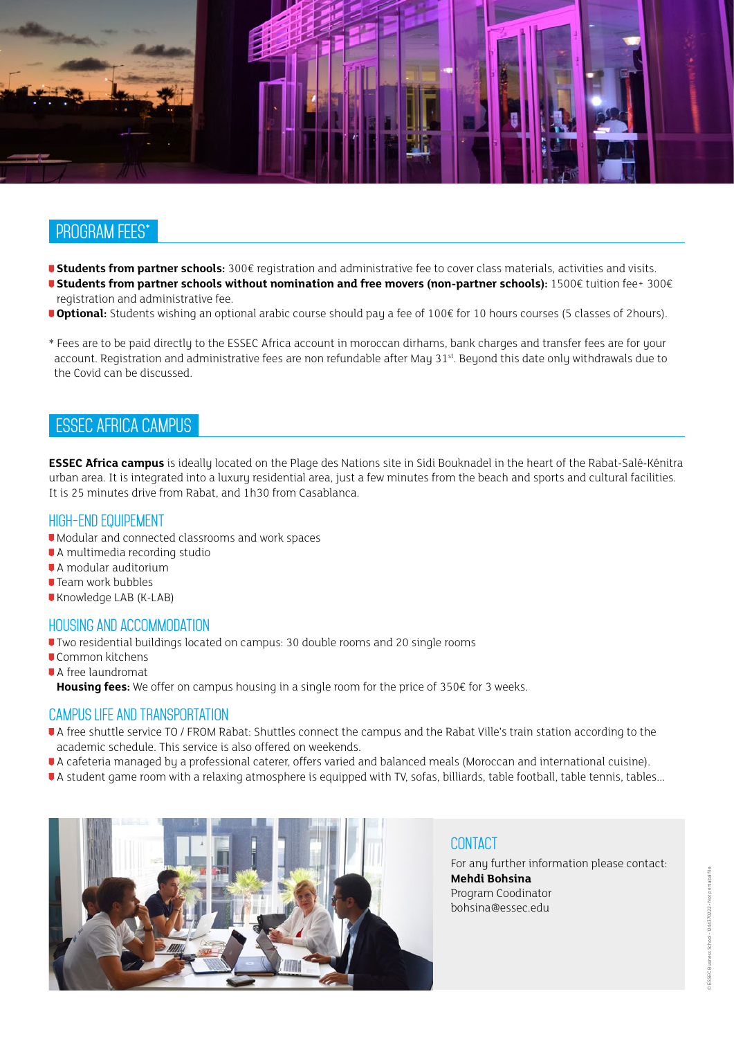## PROGRAM FEES*

- **Students from partner schools:** 300€ registration and administrative fee to cover class materials, activities and visits.
- **Students from partner schools without nomination and free movers (non-partner schools):** 1500€ tuition fee+ 300€ registration and administrative fee.
- **Optional:** Students wishing an optional arabic course should pay a fee of 100€ for 10 hours courses (5 classes of 2hours).

* Fees are to be paid directly to the ESSEC Africa account in moroccan dirhams, bank charges and transfer fees are for your account. Registration and administrative fees are non refundable after May 31st. Beyond this date only withdrawals due to the Covid can be discussed.

## ESSEC AFRICA CAMPUS

**ESSEC Africa campus** is ideally located on the Plage des Nations site in Sidi Bouknadel in the heart of the Rabat-Salé-Kénitra urban area. It is integrated into a luxury residential area, just a few minutes from the beach and sports and cultural facilities. It is 25 minutes drive from Rabat, and 1h30 from Casablanca.

### HIGH-END EQUIPEMENT

- Modular and connected classrooms and work spaces
- A multimedia recording studio
- A modular auditorium
- Team work bubbles
- Knowledge LAB (K-LAB)

### HOUSING AND ACCOMMODATION

- Two residential buildings located on campus: 30 double rooms and 20 single rooms
- Common kitchens
- A free laundromat

**Housing fees:** We offer on campus housing in a single room for the price of 350€ for 3 weeks.

### CAMPUS LIFE AND TRANSPORTATION

- A free shuttle service TO / FROM Rabat: Shuttles connect the campus and the Rabat Ville's train station according to the academic schedule. This service is also offered on weekends.
- A cafeteria managed by a professional caterer, offers varied and balanced meals (Moroccan and international cuisine).
- A student game room with a relaxing atmosphere is equipped with TV, sofas, billiards, table football, table tennis, tables...

### CONTACT

For any further information please contact:
**Mehdi Bohsina**
Program Coodinator
bohsina@essec.edu